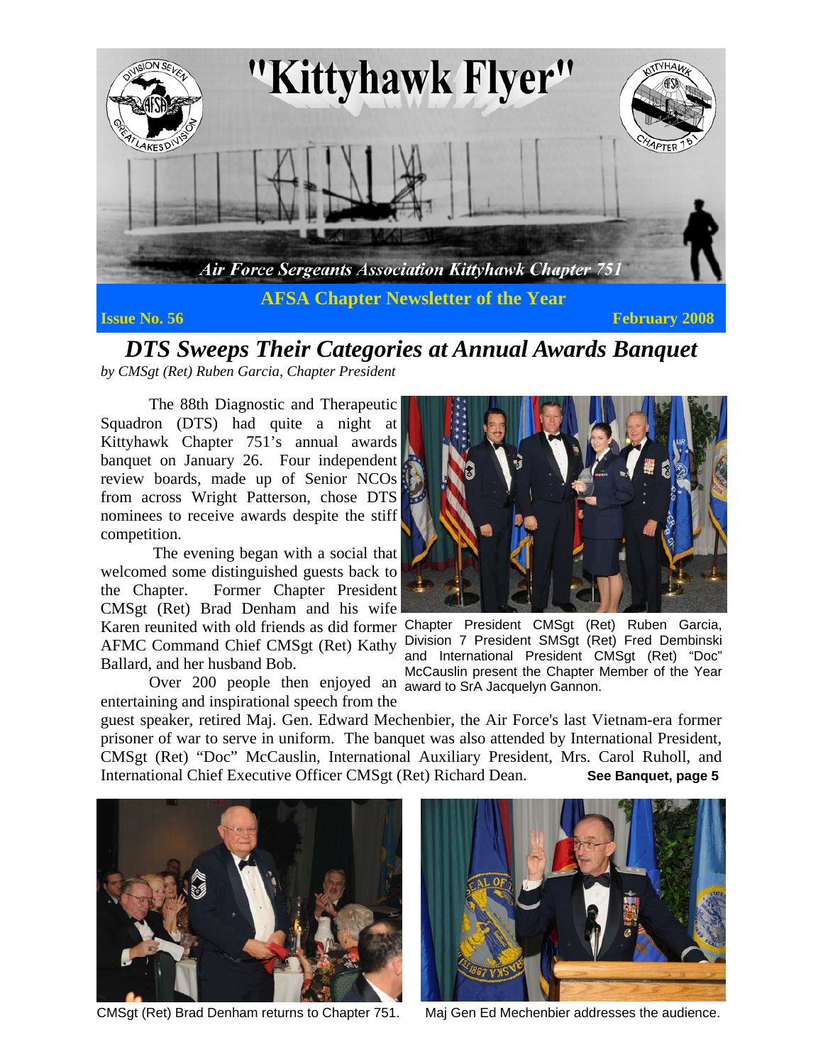# "Kittyhawk Flyer"

*Air Force Sergeants Association Kittyhawk Chapter 751*

**AFSA Chapter Newsletter of the Year**

**Issue No. 56** **February 2008**

## *DTS Sweeps Their Categories at Annual Awards Banquet*

*by CMSgt (Ret) Ruben Garcia, Chapter President*

The 88th Diagnostic and Therapeutic Squadron (DTS) had quite a night at Kittyhawk Chapter 751's annual awards banquet on January 26. Four independent review boards, made up of Senior NCOs from across Wright Patterson, chose DTS nominees to receive awards despite the stiff competition.

The evening began with a social that welcomed some distinguished guests back to the Chapter. Former Chapter President CMSgt (Ret) Brad Denham and his wife Karen reunited with old friends as did former AFMC Command Chief CMSgt (Ret) Kathy Ballard, and her husband Bob.

Over 200 people then enjoyed an entertaining and inspirational speech from the guest speaker, retired Maj. Gen. Edward Mechenbier, the Air Force's last Vietnam-era former prisoner of war to serve in uniform. The banquet was also attended by International President, CMSgt (Ret) "Doc" McCauslin, International Auxiliary President, Mrs. Carol Ruholl, and International Chief Executive Officer CMSgt (Ret) Richard Dean. **See Banquet, page 5**

Chapter President CMSgt (Ret) Ruben Garcia, Division 7 President SMSgt (Ret) Fred Dembinski and International President CMSgt (Ret) "Doc" McCauslin present the Chapter Member of the Year award to SrA Jacquelyn Gannon.

CMSgt (Ret) Brad Denham returns to Chapter 751.

Maj Gen Ed Mechenbier addresses the audience.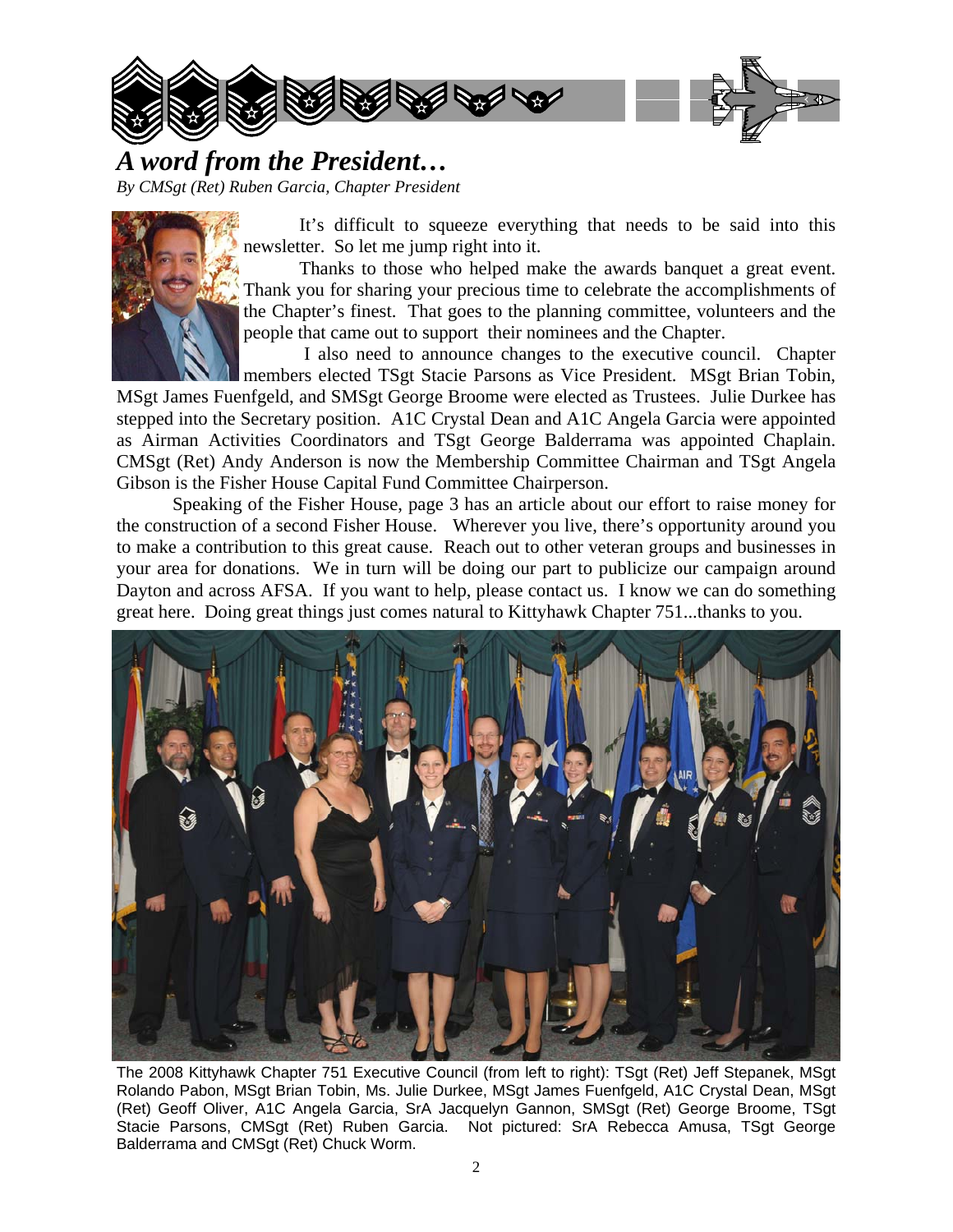# *A word from the President…*

*By CMSgt (Ret) Ruben Garcia, Chapter President*

It's difficult to squeeze everything that needs to be said into this newsletter. So let me jump right into it.

Thanks to those who helped make the awards banquet a great event. Thank you for sharing your precious time to celebrate the accomplishments of the Chapter's finest. That goes to the planning committee, volunteers and the people that came out to support their nominees and the Chapter.

I also need to announce changes to the executive council. Chapter members elected TSgt Stacie Parsons as Vice President. MSgt Brian Tobin, MSgt James Fuenfgeld, and SMSgt George Broome were elected as Trustees. Julie Durkee has stepped into the Secretary position. A1C Crystal Dean and A1C Angela Garcia were appointed as Airman Activities Coordinators and TSgt George Balderrama was appointed Chaplain. CMSgt (Ret) Andy Anderson is now the Membership Committee Chairman and TSgt Angela Gibson is the Fisher House Capital Fund Committee Chairperson.

Speaking of the Fisher House, page 3 has an article about our effort to raise money for the construction of a second Fisher House. Wherever you live, there's opportunity around you to make a contribution to this great cause. Reach out to other veteran groups and businesses in your area for donations. We in turn will be doing our part to publicize our campaign around Dayton and across AFSA. If you want to help, please contact us. I know we can do something great here. Doing great things just comes natural to Kittyhawk Chapter 751...thanks to you.

The 2008 Kittyhawk Chapter 751 Executive Council (from left to right): TSgt (Ret) Jeff Stepanek, MSgt Rolando Pabon, MSgt Brian Tobin, Ms. Julie Durkee, MSgt James Fuenfgeld, A1C Crystal Dean, MSgt (Ret) Geoff Oliver, A1C Angela Garcia, SrA Jacquelyn Gannon, SMSgt (Ret) George Broome, TSgt Stacie Parsons, CMSgt (Ret) Ruben Garcia. Not pictured: SrA Rebecca Amusa, TSgt George Balderrama and CMSgt (Ret) Chuck Worm.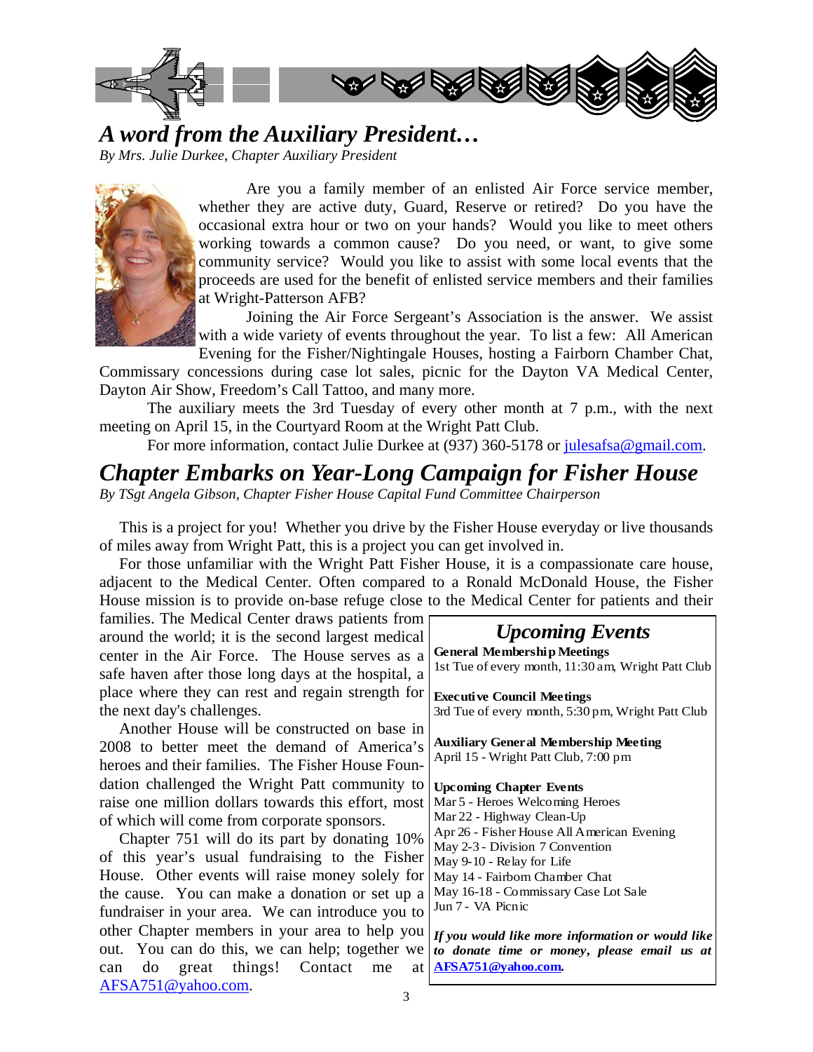## *A word from the Auxiliary President…*

*By Mrs. Julie Durkee, Chapter Auxiliary President*

Are you a family member of an enlisted Air Force service member, whether they are active duty, Guard, Reserve or retired? Do you have the occasional extra hour or two on your hands? Would you like to meet others working towards a common cause? Do you need, or want, to give some community service? Would you like to assist with some local events that the proceeds are used for the benefit of enlisted service members and their families at Wright-Patterson AFB?

Joining the Air Force Sergeant's Association is the answer. We assist with a wide variety of events throughout the year. To list a few: All American Evening for the Fisher/Nightingale Houses, hosting a Fairborn Chamber Chat, Commissary concessions during case lot sales, picnic for the Dayton VA Medical Center, Dayton Air Show, Freedom's Call Tattoo, and many more.

The auxiliary meets the 3rd Tuesday of every other month at 7 p.m., with the next meeting on April 15, in the Courtyard Room at the Wright Patt Club.

For more information, contact Julie Durkee at (937) 360-5178 or julesafsa@gmail.com.

## *Chapter Embarks on Year-Long Campaign for Fisher House*

*By TSgt Angela Gibson, Chapter Fisher House Capital Fund Committee Chairperson*

This is a project for you! Whether you drive by the Fisher House everyday or live thousands of miles away from Wright Patt, this is a project you can get involved in.

For those unfamiliar with the Wright Patt Fisher House, it is a compassionate care house, adjacent to the Medical Center. Often compared to a Ronald McDonald House, the Fisher House mission is to provide on-base refuge close to the Medical Center for patients and their families. The Medical Center draws patients from around the world; it is the second largest medical center in the Air Force. The House serves as a safe haven after those long days at the hospital, a place where they can rest and regain strength for the next day's challenges.

Another House will be constructed on base in 2008 to better meet the demand of America's heroes and their families. The Fisher House Foundation challenged the Wright Patt community to raise one million dollars towards this effort, most of which will come from corporate sponsors.

Chapter 751 will do its part by donating 10% of this year's usual fundraising to the Fisher House. Other events will raise money solely for the cause. You can make a donation or set up a fundraiser in your area. We can introduce you to other Chapter members in your area to help you out. You can do this, we can help; together we can do great things! Contact me at AFSA751@yahoo.com.

### *Upcoming Events*

**General Membership Meetings**
1st Tue of every month, 11:30 am, Wright Patt Club

**Executive Council Meetings**
3rd Tue of every month, 5:30 pm, Wright Patt Club

**Auxiliary General Membership Meeting**
April 15 - Wright Patt Club, 7:00 pm

**Upcoming Chapter Events**
Mar 5 - Heroes Welcoming Heroes
Mar 22 - Highway Clean-Up
Apr 26 - Fisher House All American Evening
May 2-3 - Division 7 Convention
May 9-10 - Relay for Life
May 14 - Fairborn Chamber Chat
May 16-18 - Commissary Case Lot Sale
Jun 7 - VA Picnic

***If you would like more information or would like to donate time or money, please email us at AFSA751@yahoo.com.***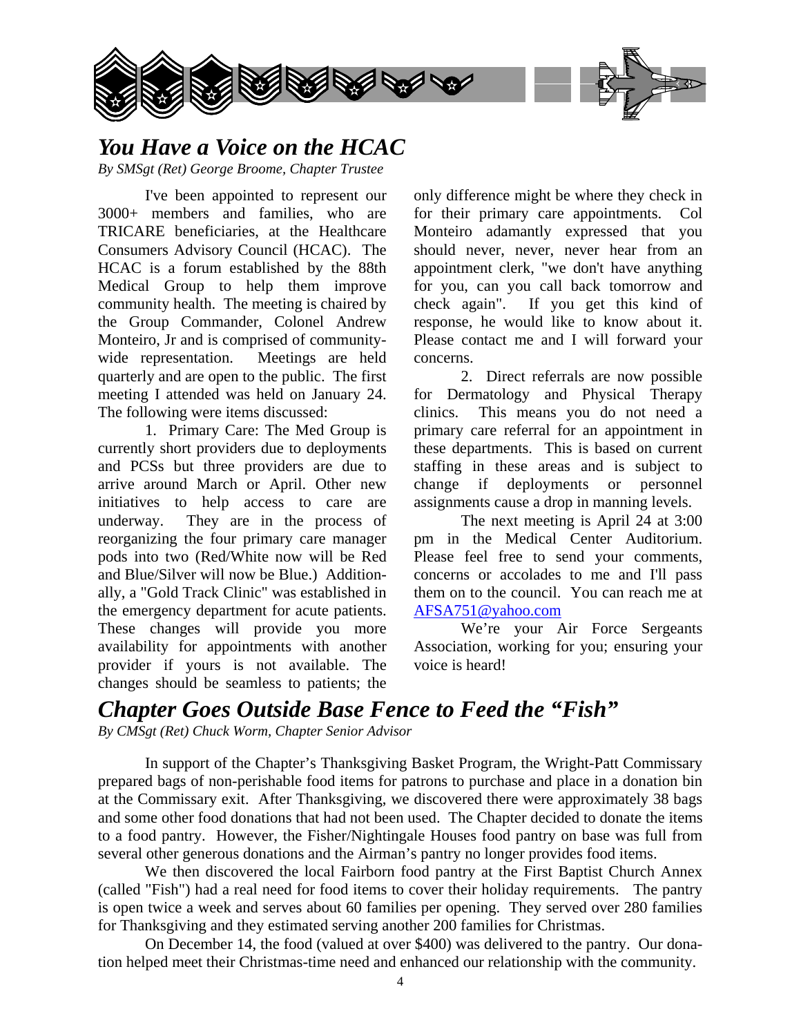## *You Have a Voice on the HCAC*

*By SMSgt (Ret) George Broome, Chapter Trustee*

I've been appointed to represent our 3000+ members and families, who are TRICARE beneficiaries, at the Healthcare Consumers Advisory Council (HCAC). The HCAC is a forum established by the 88th Medical Group to help them improve community health. The meeting is chaired by the Group Commander, Colonel Andrew Monteiro, Jr and is comprised of community-wide representation. Meetings are held quarterly and are open to the public. The first meeting I attended was held on January 24. The following were items discussed:

1. Primary Care: The Med Group is currently short providers due to deployments and PCSs but three providers are due to arrive around March or April. Other new initiatives to help access to care are underway. They are in the process of reorganizing the four primary care manager pods into two (Red/White now will be Red and Blue/Silver will now be Blue.) Additionally, a "Gold Track Clinic" was established in the emergency department for acute patients. These changes will provide you more availability for appointments with another provider if yours is not available. The changes should be seamless to patients; the only difference might be where they check in for their primary care appointments. Col Monteiro adamantly expressed that you should never, never, never hear from an appointment clerk, "we don't have anything for you, can you call back tomorrow and check again". If you get this kind of response, he would like to know about it. Please contact me and I will forward your concerns.

2. Direct referrals are now possible for Dermatology and Physical Therapy clinics. This means you do not need a primary care referral for an appointment in these departments. This is based on current staffing in these areas and is subject to change if deployments or personnel assignments cause a drop in manning levels.

The next meeting is April 24 at 3:00 pm in the Medical Center Auditorium. Please feel free to send your comments, concerns or accolades to me and I'll pass them on to the council. You can reach me at AFSA751@yahoo.com

We're your Air Force Sergeants Association, working for you; ensuring your voice is heard!

## *Chapter Goes Outside Base Fence to Feed the "Fish"*

*By CMSgt (Ret) Chuck Worm, Chapter Senior Advisor*

In support of the Chapter's Thanksgiving Basket Program, the Wright-Patt Commissary prepared bags of non-perishable food items for patrons to purchase and place in a donation bin at the Commissary exit. After Thanksgiving, we discovered there were approximately 38 bags and some other food donations that had not been used. The Chapter decided to donate the items to a food pantry. However, the Fisher/Nightingale Houses food pantry on base was full from several other generous donations and the Airman's pantry no longer provides food items.

We then discovered the local Fairborn food pantry at the First Baptist Church Annex (called "Fish") had a real need for food items to cover their holiday requirements. The pantry is open twice a week and serves about 60 families per opening. They served over 280 families for Thanksgiving and they estimated serving another 200 families for Christmas.

On December 14, the food (valued at over $400) was delivered to the pantry. Our donation helped meet their Christmas-time need and enhanced our relationship with the community.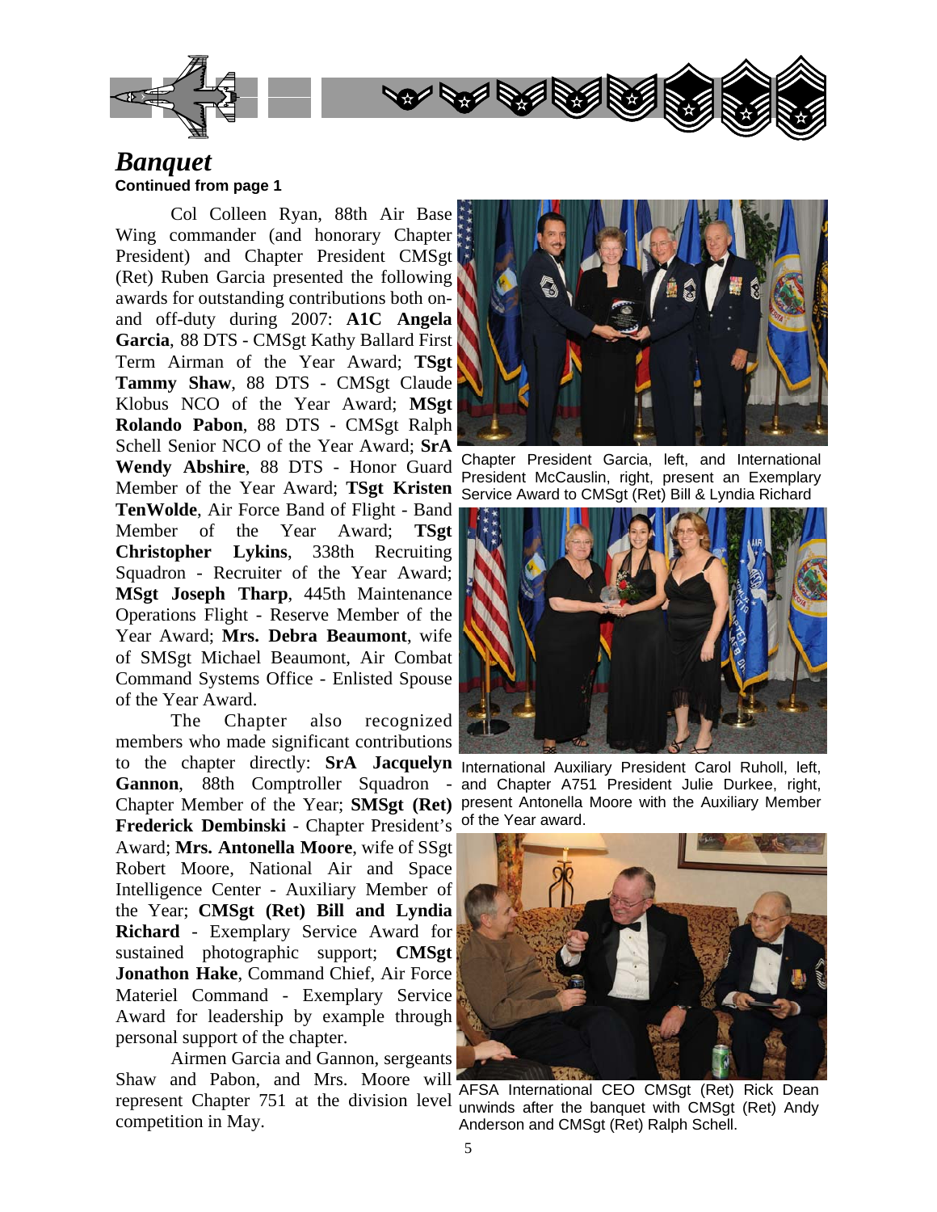# *Banquet*

**Continued from page 1**

Col Colleen Ryan, 88th Air Base Wing commander (and honorary Chapter President) and Chapter President CMSgt (Ret) Ruben Garcia presented the following awards for outstanding contributions both on- and off-duty during 2007: **A1C Angela Garcia**, 88 DTS - CMSgt Kathy Ballard First Term Airman of the Year Award; **TSgt Tammy Shaw**, 88 DTS - CMSgt Claude Klobus NCO of the Year Award; **MSgt Rolando Pabon**, 88 DTS - CMSgt Ralph Schell Senior NCO of the Year Award; **SrA Wendy Abshire**, 88 DTS - Honor Guard Member of the Year Award; **TSgt Kristen TenWolde**, Air Force Band of Flight - Band Member of the Year Award; **TSgt Christopher Lykins**, 338th Recruiting Squadron - Recruiter of the Year Award; **MSgt Joseph Tharp**, 445th Maintenance Operations Flight - Reserve Member of the Year Award; **Mrs. Debra Beaumont**, wife of SMSgt Michael Beaumont, Air Combat Command Systems Office - Enlisted Spouse of the Year Award.

The Chapter also recognized members who made significant contributions to the chapter directly: **SrA Jacquelyn Gannon**, 88th Comptroller Squadron - Chapter Member of the Year; **SMSgt (Ret) Frederick Dembinski** - Chapter President's Award; **Mrs. Antonella Moore**, wife of SSgt Robert Moore, National Air and Space Intelligence Center - Auxiliary Member of the Year; **CMSgt (Ret) Bill and Lyndia Richard** - Exemplary Service Award for sustained photographic support; **CMSgt Jonathon Hake**, Command Chief, Air Force Materiel Command - Exemplary Service Award for leadership by example through personal support of the chapter.

Airmen Garcia and Gannon, sergeants Shaw and Pabon, and Mrs. Moore will represent Chapter 751 at the division level competition in May.

Chapter President Garcia, left, and International President McCauslin, right, present an Exemplary Service Award to CMSgt (Ret) Bill & Lyndia Richard

International Auxiliary President Carol Ruholl, left, and Chapter A751 President Julie Durkee, right, present Antonella Moore with the Auxiliary Member of the Year award.

AFSA International CEO CMSgt (Ret) Rick Dean unwinds after the banquet with CMSgt (Ret) Andy Anderson and CMSgt (Ret) Ralph Schell.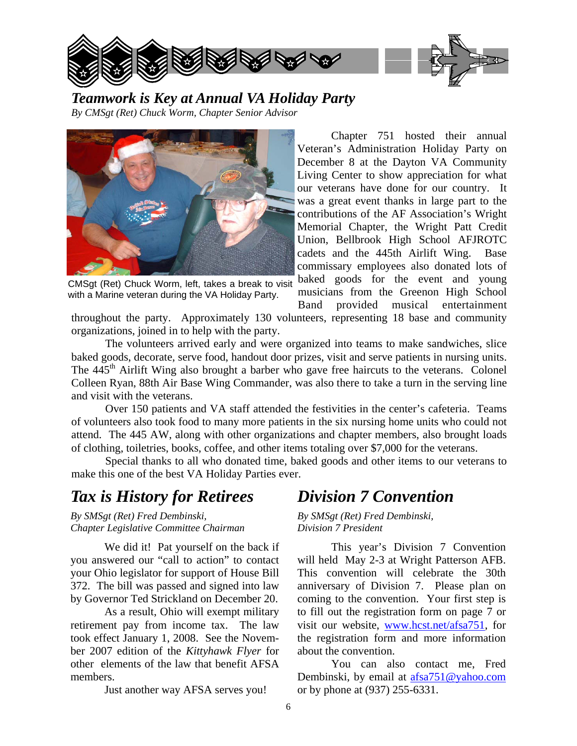## *Teamwork is Key at Annual VA Holiday Party*

*By CMSgt (Ret) Chuck Worm, Chapter Senior Advisor*

CMSgt (Ret) Chuck Worm, left, takes a break to visit with a Marine veteran during the VA Holiday Party.

Chapter 751 hosted their annual Veteran's Administration Holiday Party on December 8 at the Dayton VA Community Living Center to show appreciation for what our veterans have done for our country. It was a great event thanks in large part to the contributions of the AF Association's Wright Memorial Chapter, the Wright Patt Credit Union, Bellbrook High School AFJROTC cadets and the 445th Airlift Wing. Base commissary employees also donated lots of baked goods for the event and young musicians from the Greenon High School Band provided musical entertainment throughout the party. Approximately 130 volunteers, representing 18 base and community organizations, joined in to help with the party.

The volunteers arrived early and were organized into teams to make sandwiches, slice baked goods, decorate, serve food, handout door prizes, visit and serve patients in nursing units. The 445th Airlift Wing also brought a barber who gave free haircuts to the veterans. Colonel Colleen Ryan, 88th Air Base Wing Commander, was also there to take a turn in the serving line and visit with the veterans.

Over 150 patients and VA staff attended the festivities in the center's cafeteria. Teams of volunteers also took food to many more patients in the six nursing home units who could not attend. The 445 AW, along with other organizations and chapter members, also brought loads of clothing, toiletries, books, coffee, and other items totaling over $7,000 for the veterans.

Special thanks to all who donated time, baked goods and other items to our veterans to make this one of the best VA Holiday Parties ever.

## *Tax is History for Retirees*

*By SMSgt (Ret) Fred Dembinski,*
*Chapter Legislative Committee Chairman*

We did it! Pat yourself on the back if you answered our "call to action" to contact your Ohio legislator for support of House Bill 372. The bill was passed and signed into law by Governor Ted Strickland on December 20.

As a result, Ohio will exempt military retirement pay from income tax. The law took effect January 1, 2008. See the November 2007 edition of the *Kittyhawk Flyer* for other elements of the law that benefit AFSA members.

Just another way AFSA serves you!

## *Division 7 Convention*

*By SMSgt (Ret) Fred Dembinski,*
*Division 7 President*

This year's Division 7 Convention will held May 2-3 at Wright Patterson AFB. This convention will celebrate the 30th anniversary of Division 7. Please plan on coming to the convention. Your first step is to fill out the registration form on page 7 or visit our website, www.hcst.net/afsa751, for the registration form and more information about the convention.

You can also contact me, Fred Dembinski, by email at afsa751@yahoo.com or by phone at (937) 255-6331.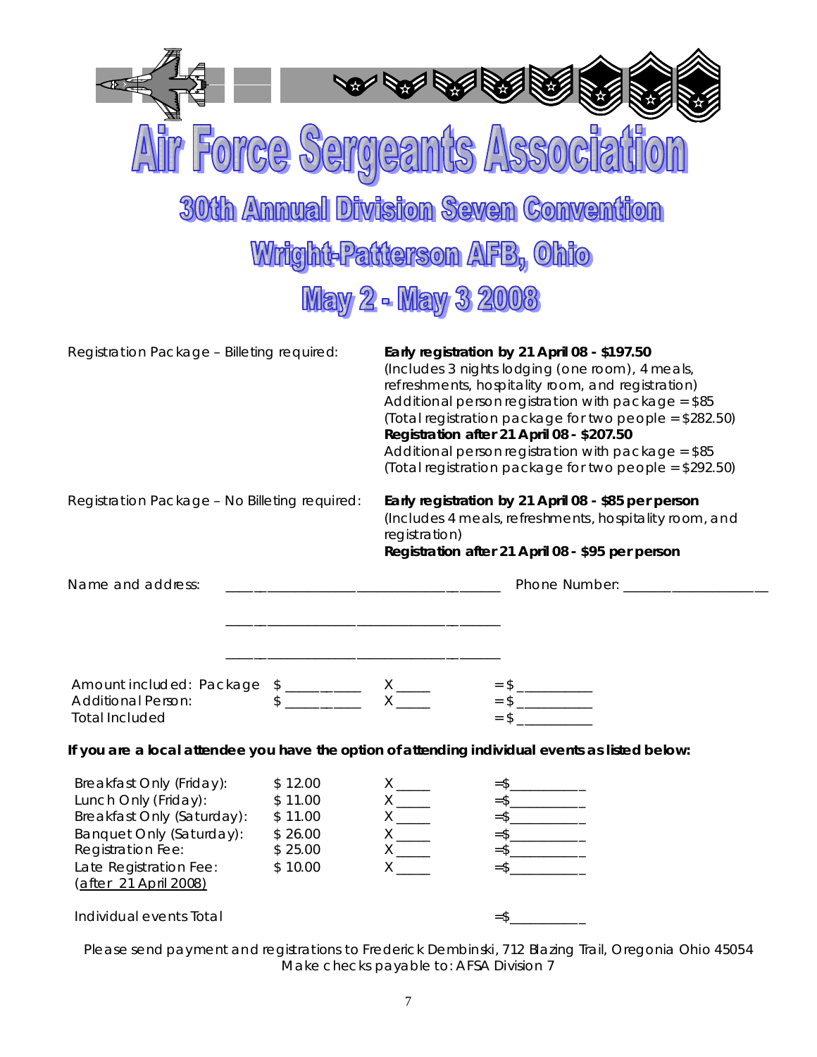# Air Force Sergeants Association

## 30th Annual Division Seven Convention

## Wright-Patterson AFB, Ohio

## May 2 - May 3 2008

Registration Package – Billeting required:

**Early registration by 21 April 08 - $197.50**
(Includes 3 nights lodging (one room), 4 meals, refreshments, hospitality room, and registration)
Additional person registration with package = $85
(Total registration package for two people = $282.50)
**Registration after 21 April 08 - $207.50**
Additional person registration with package = $85
(Total registration package for two people = $292.50)

Registration Package – No Billeting required:

**Early registration by 21 April 08 - $85 per person**
(Includes 4 meals, refreshments, hospitality room, and registration)
**Registration after 21 April 08 - $95 per person**

Name and address: ______________________________________ Phone Number: ____________________

______________________________________

______________________________________

| | | | |
|---|---|---|---|
| Amount included: Package | $ __________ | X _____ | = $ __________ |
| Additional Person: | $ __________ | X _____ | = $ __________ |
| Total Included | | | = $ __________ |

**If you are a local attendee you have the option of attending individual events as listed below:**

| | | | |
|---|---|---|---|
| Breakfast Only (Friday): | $ 12.00 | X _____ | =$__________ |
| Lunch Only (Friday): | $ 11.00 | X _____ | =$__________ |
| Breakfast Only (Saturday): | $ 11.00 | X _____ | =$__________ |
| Banquet Only (Saturday): | $ 26.00 | X _____ | =$__________ |
| Registration Fee: | $ 25.00 | X _____ | =$__________ |
| Late Registration Fee: (after 21 April 2008) | $ 10.00 | X _____ | =$__________ |
| Individual events Total | | | =$__________ |

Please send payment and registrations to Frederick Dembinski, 712 Blazing Trail, Oregonia Ohio 45054
Make checks payable to: AFSA Division 7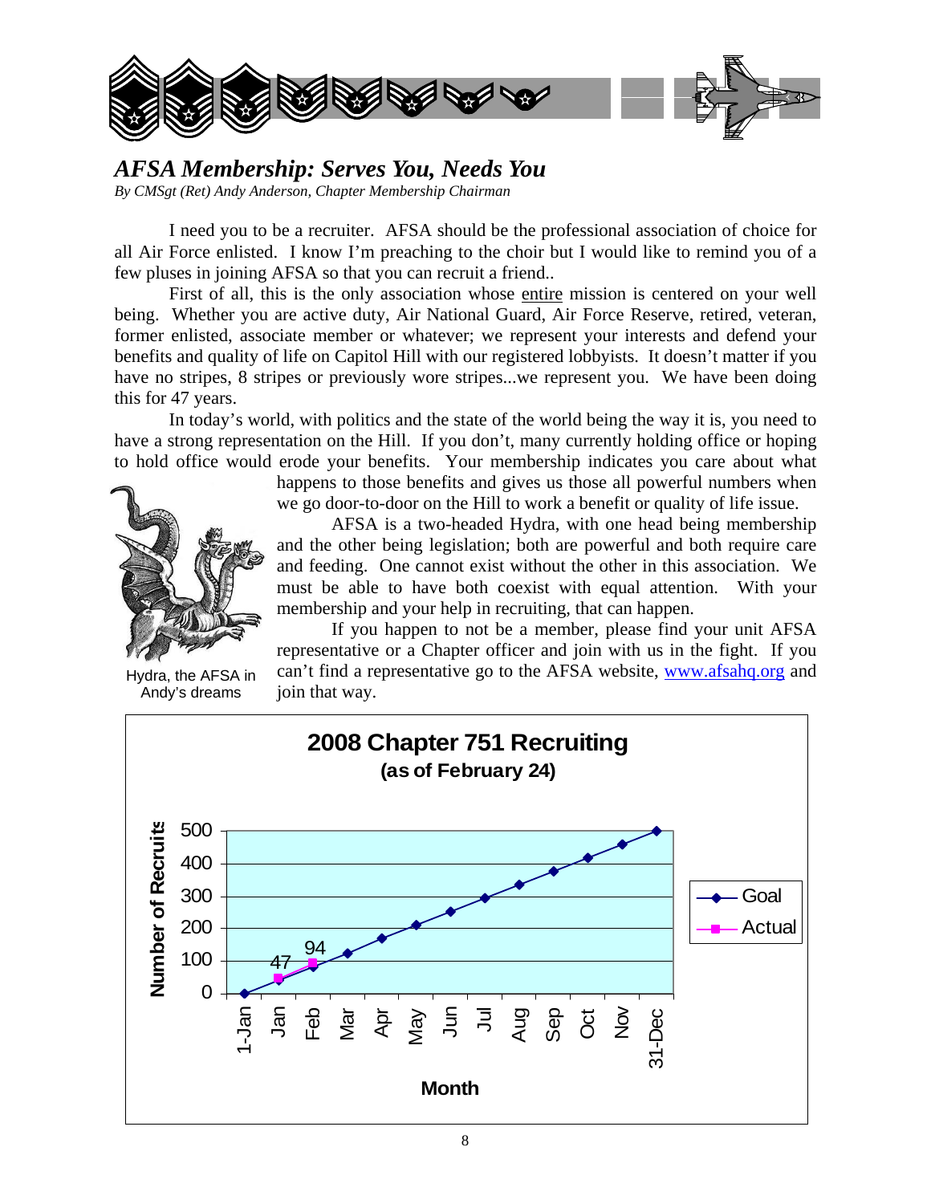## *AFSA Membership: Serves You, Needs You*

*By CMSgt (Ret) Andy Anderson, Chapter Membership Chairman*

I need you to be a recruiter. AFSA should be the professional association of choice for all Air Force enlisted. I know I'm preaching to the choir but I would like to remind you of a few pluses in joining AFSA so that you can recruit a friend..

First of all, this is the only association whose entire mission is centered on your well being. Whether you are active duty, Air National Guard, Air Force Reserve, retired, veteran, former enlisted, associate member or whatever; we represent your interests and defend your benefits and quality of life on Capitol Hill with our registered lobbyists. It doesn't matter if you have no stripes, 8 stripes or previously wore stripes...we represent you. We have been doing this for 47 years.

In today's world, with politics and the state of the world being the way it is, you need to have a strong representation on the Hill. If you don't, many currently holding office or hoping to hold office would erode your benefits. Your membership indicates you care about what happens to those benefits and gives us those all powerful numbers when we go door-to-door on the Hill to work a benefit or quality of life issue.

AFSA is a two-headed Hydra, with one head being membership and the other being legislation; both are powerful and both require care and feeding. One cannot exist without the other in this association. We must be able to have both coexist with equal attention. With your membership and your help in recruiting, that can happen.

If you happen to not be a member, please find your unit AFSA representative or a Chapter officer and join with us in the fight. If you can't find a representative go to the AFSA website, www.afsahq.org and join that way.

Hydra, the AFSA in Andy's dreams

**2008 Chapter 751 Recruiting**
**(as of February 24)**

| Month | Goal | Actual |
|---|---|---|
| 1-Jan | 0 | |
| Jan | ~42 | 47 |
| Feb | ~83 | 94 |
| Mar | ~125 | |
| Apr | ~167 | |
| May | ~208 | |
| Jun | ~250 | |
| Jul | ~292 | |
| Aug | ~333 | |
| Sep | ~375 | |
| Oct | ~417 | |
| Nov | ~458 | |
| 31-Dec | 500 | |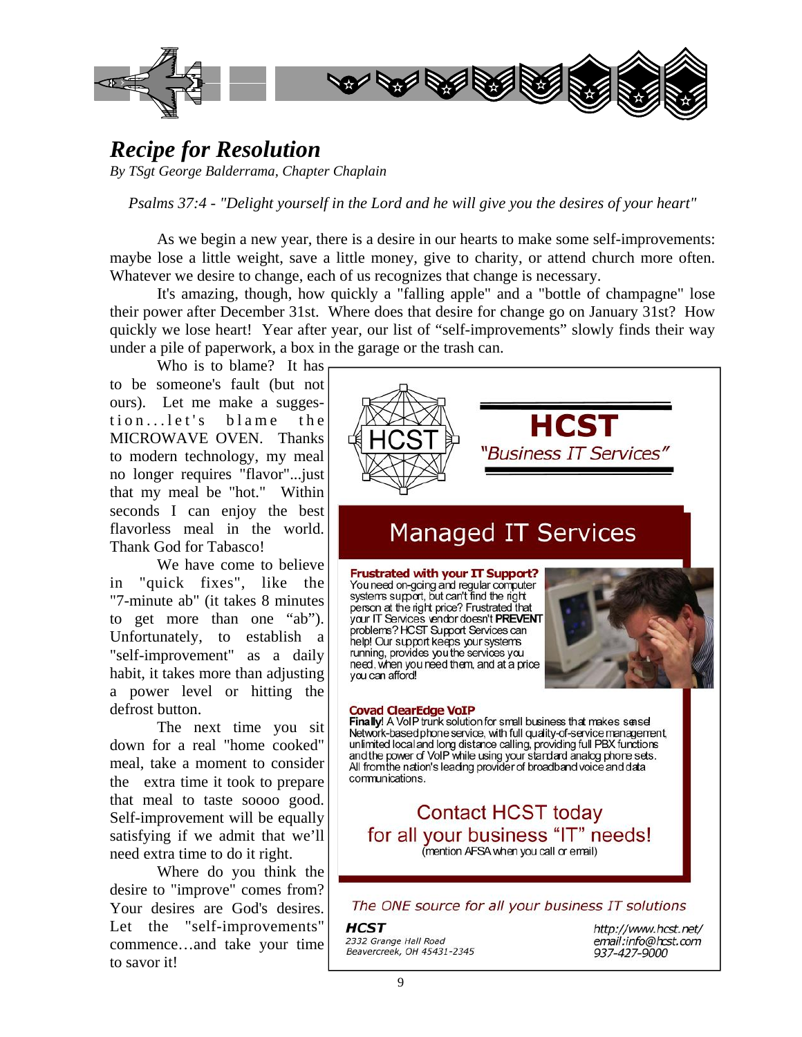# *Recipe for Resolution*

*By TSgt George Balderrama, Chapter Chaplain*

*Psalms 37:4 - "Delight yourself in the Lord and he will give you the desires of your heart"*

As we begin a new year, there is a desire in our hearts to make some self-improvements: maybe lose a little weight, save a little money, give to charity, or attend church more often. Whatever we desire to change, each of us recognizes that change is necessary.

It's amazing, though, how quickly a "falling apple" and a "bottle of champagne" lose their power after December 31st. Where does that desire for change go on January 31st? How quickly we lose heart! Year after year, our list of "self-improvements" slowly finds their way under a pile of paperwork, a box in the garage or the trash can.

Who is to blame? It has to be someone's fault (but not ours). Let me make a suggestion...let's blame the MICROWAVE OVEN. Thanks to modern technology, my meal no longer requires "flavor"...just that my meal be "hot." Within seconds I can enjoy the best flavorless meal in the world. Thank God for Tabasco!

We have come to believe in "quick fixes", like the "7-minute ab" (it takes 8 minutes to get more than one "ab"). Unfortunately, to establish a "self-improvement" as a daily habit, it takes more than adjusting a power level or hitting the defrost button.

The next time you sit down for a real "home cooked" meal, take a moment to consider the extra time it took to prepare that meal to taste soooo good. Self-improvement will be equally satisfying if we admit that we'll need extra time to do it right.

Where do you think the desire to "improve" comes from? Your desires are God's desires. Let the "self-improvements" commence…and take your time to savor it!

---

**HCST**

*"Business IT Services"*

## Managed IT Services

**Frustrated with your IT Support?**
You need on-going and regular computer systems support, but can't find the right person at the right price? Frustrated that your IT Services vendor doesn't **PREVENT** problems? HCST Support Services can help! Our support keeps your systems running, provides you the services you need, when you need them, and at a price you can afford!

**Covad ClearEdge VoIP**
**Finally!** A VoIP trunk solution for small business that makes sense! Network-based phone service, with full quality-of-service management, unlimited local and long distance calling, providing full PBX functions and the power of VoIP while using your standard analog phone sets. All from the nation's leading provider of broadband voice and data communications.

Contact HCST today
for all your business "IT" needs!
(mention AFSA when you call or email)

*The ONE source for all your business IT solutions*

***HCST***
*2332 Grange Hall Road*
*Beavercreek, OH 45431-2345*

*http://www.hcst.net/*
*email:info@hcst.com*
*937-427-9000*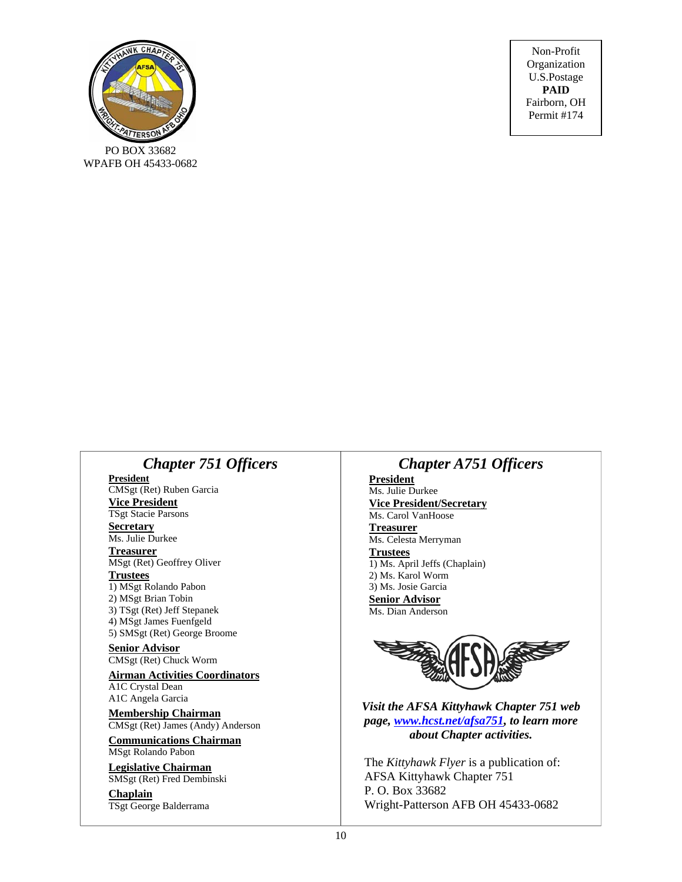PO BOX 33682
WPAFB OH 45433-0682

Non-Profit
Organization
U.S.Postage
**PAID**
Fairborn, OH
Permit #174

## *Chapter 751 Officers*

**President**
CMSgt (Ret) Ruben Garcia

**Vice President**
TSgt Stacie Parsons

**Secretary**
Ms. Julie Durkee

**Treasurer**
MSgt (Ret) Geoffrey Oliver

**Trustees**
1) MSgt Rolando Pabon
2) MSgt Brian Tobin
3) TSgt (Ret) Jeff Stepanek
4) MSgt James Fuenfgeld
5) SMSgt (Ret) George Broome

**Senior Advisor**
CMSgt (Ret) Chuck Worm

**Airman Activities Coordinators**
A1C Crystal Dean
A1C Angela Garcia

**Membership Chairman**
CMSgt (Ret) James (Andy) Anderson

**Communications Chairman**
MSgt Rolando Pabon

**Legislative Chairman**
SMSgt (Ret) Fred Dembinski

**Chaplain**
TSgt George Balderrama

## *Chapter A751 Officers*

**President**
Ms. Julie Durkee

**Vice President/Secretary**
Ms. Carol VanHoose

**Treasurer**
Ms. Celesta Merryman

**Trustees**
1) Ms. April Jeffs (Chaplain)
2) Ms. Karol Worm
3) Ms. Josie Garcia

**Senior Advisor**
Ms. Dian Anderson

***Visit the AFSA Kittyhawk Chapter 751 web page, www.hcst.net/afsa751, to learn more about Chapter activities.***

The *Kittyhawk Flyer* is a publication of:
AFSA Kittyhawk Chapter 751
P. O. Box 33682
Wright-Patterson AFB OH 45433-0682